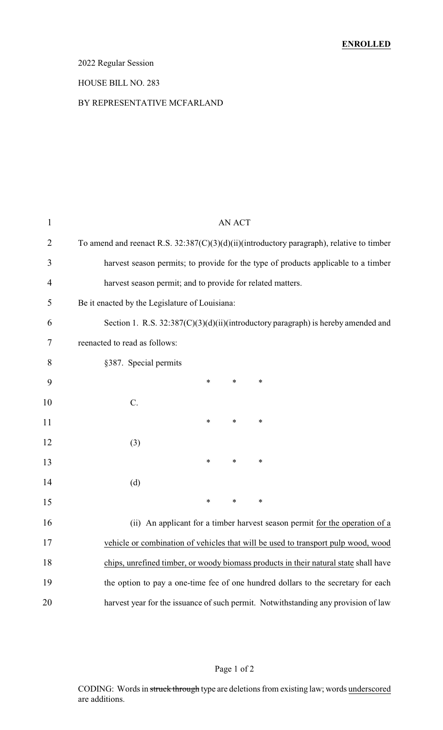**ENROLLED**

2022 Regular Session

HOUSE BILL NO. 283

BY REPRESENTATIVE MCFARLAND

AN ACT

To amend and reenact R.S. 32:387(C)(3)(d)(ii)(introductory paragraph), relative to timber harvest season permits; to provide for the type of products applicable to a timber harvest season permit; and to provide for related matters.

Be it enacted by the Legislature of Louisiana:

Section 1. R.S. 32:387(C)(3)(d)(ii)(introductory paragraph) is hereby amended and reenacted to read as follows:

§387. Special permits

\* \* \*

C.

\* \* \*

(3)

\* \* \*

(d)

\* \* \*

(ii) An applicant for a timber harvest season permit for the operation of a vehicle or combination of vehicles that will be used to transport pulp wood, wood chips, unrefined timber, or woody biomass products in their natural state shall have the option to pay a one-time fee of one hundred dollars to the secretary for each harvest year for the issuance of such permit. Notwithstanding any provision of law

CODING: Words in ~~struck through~~ type are deletions from existing law; words underscored are additions.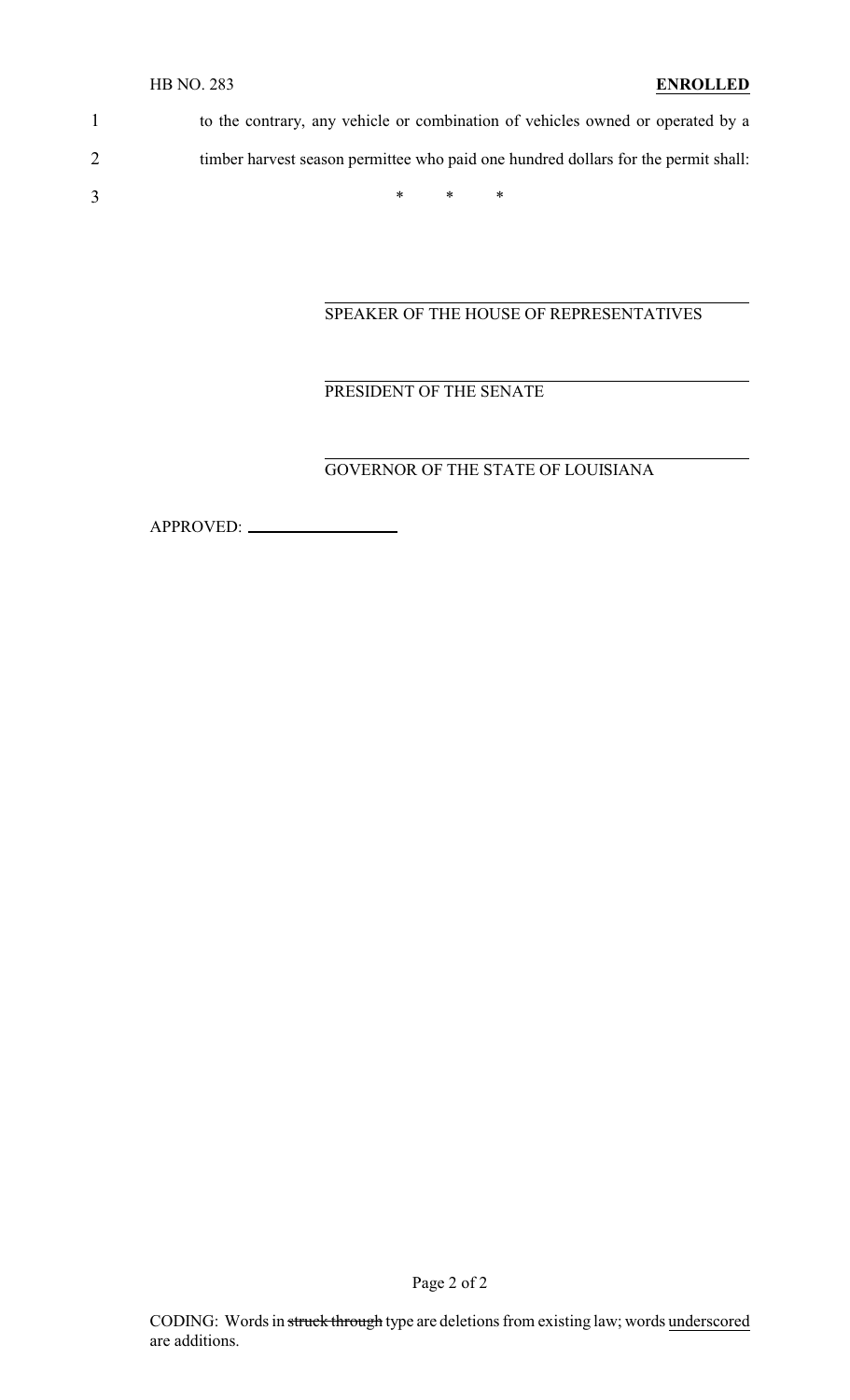to the contrary, any vehicle or combination of vehicles owned or operated by a timber harvest season permittee who paid one hundred dollars for the permit shall:

\*          \*          \*

SPEAKER OF THE HOUSE OF REPRESENTATIVES

PRESIDENT OF THE SENATE

GOVERNOR OF THE STATE OF LOUISIANA

APPROVED: ___________________

CODING: Words in ~~struck through~~ type are deletions from existing law; words underscored are additions.